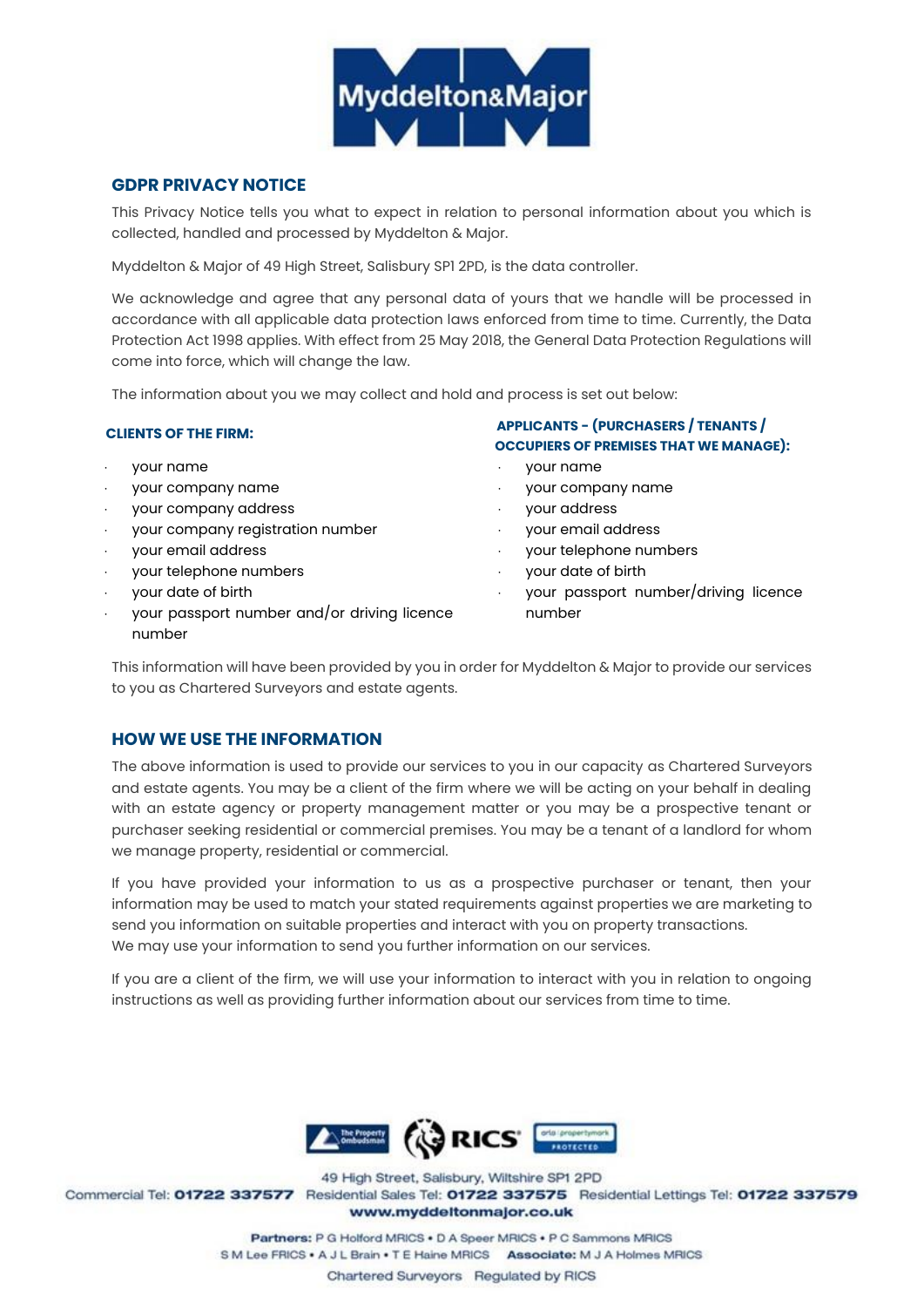## GDPR PRIVACY NOTICE

This Privacy Notice tells you what to expect in relation to personal information about you which is collected, handled and processed by Myddelton & Major.

Myddelton & Major of 49 High Street, Salisbury SP1 2PD, is the data controller.

We acknowledge and agree that any personal data of yours that we handle will be processed in accordance with all applicable data protection laws enforced from time to time. Currently, the Data Protection Act 1998 applies. With effect from 25 May 2018, the General Data Protection Regulations will come into force, which will change the law.

The information about you we may collect and hold and process is set out below:

### CLIENTS OF THE FIRM:

- your name
- your company name
- your company address
- your company registration number
- your email address
- your telephone numbers
- your date of birth
- your passport number and/or driving licence number

### APPLICANTS - (PURCHASERS / TENANTS / OCCUPIERS OF PREMISES THAT WE MANAGE):

- your name
- your company name
- your address
- your email address
- your telephone numbers
- your date of birth
- your passport number/driving licence number

This information will have been provided by you in order for Myddelton & Major to provide our services to you as Chartered Surveyors and estate agents.

## HOW WE USE THE INFORMATION

The above information is used to provide our services to you in our capacity as Chartered Surveyors and estate agents. You may be a client of the firm where we will be acting on your behalf in dealing with an estate agency or property management matter or you may be a prospective tenant or purchaser seeking residential or commercial premises. You may be a tenant of a landlord for whom we manage property, residential or commercial.

If you have provided your information to us as a prospective purchaser or tenant, then your information may be used to match your stated requirements against properties we are marketing to send you information on suitable properties and interact with you on property transactions.
We may use your information to send you further information on our services.

If you are a client of the firm, we will use your information to interact with you in relation to ongoing instructions as well as providing further information about our services from time to time.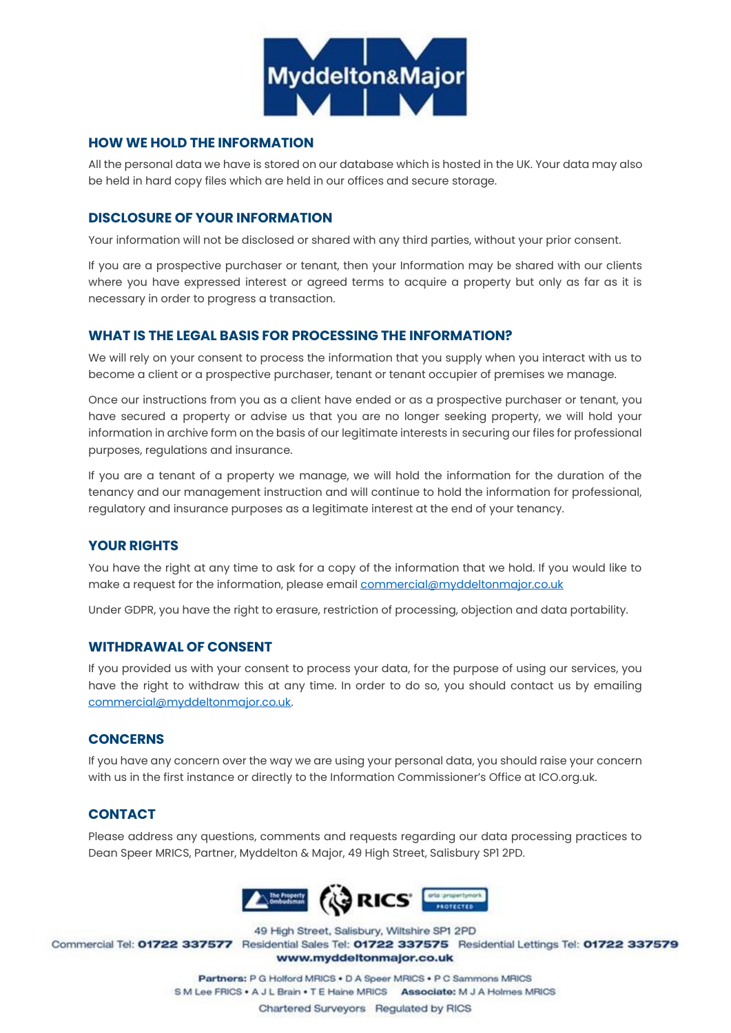## HOW WE HOLD THE INFORMATION

All the personal data we have is stored on our database which is hosted in the UK. Your data may also be held in hard copy files which are held in our offices and secure storage.

## DISCLOSURE OF YOUR INFORMATION

Your information will not be disclosed or shared with any third parties, without your prior consent.

If you are a prospective purchaser or tenant, then your Information may be shared with our clients where you have expressed interest or agreed terms to acquire a property but only as far as it is necessary in order to progress a transaction.

## WHAT IS THE LEGAL BASIS FOR PROCESSING THE INFORMATION?

We will rely on your consent to process the information that you supply when you interact with us to become a client or a prospective purchaser, tenant or tenant occupier of premises we manage.

Once our instructions from you as a client have ended or as a prospective purchaser or tenant, you have secured a property or advise us that you are no longer seeking property, we will hold your information in archive form on the basis of our legitimate interests in securing our files for professional purposes, regulations and insurance.

If you are a tenant of a property we manage, we will hold the information for the duration of the tenancy and our management instruction and will continue to hold the information for professional, regulatory and insurance purposes as a legitimate interest at the end of your tenancy.

## YOUR RIGHTS

You have the right at any time to ask for a copy of the information that we hold. If you would like to make a request for the information, please email commercial@myddeltonmajor.co.uk

Under GDPR, you have the right to erasure, restriction of processing, objection and data portability.

## WITHDRAWAL OF CONSENT

If you provided us with your consent to process your data, for the purpose of using our services, you have the right to withdraw this at any time. In order to do so, you should contact us by emailing commercial@myddeltonmajor.co.uk.

## CONCERNS

If you have any concern over the way we are using your personal data, you should raise your concern with us in the first instance or directly to the Information Commissioner's Office at ICO.org.uk.

## CONTACT

Please address any questions, comments and requests regarding our data processing practices to Dean Speer MRICS, Partner, Myddelton & Major, 49 High Street, Salisbury SP1 2PD.

49 High Street, Salisbury, Wiltshire SP1 2PD
Commercial Tel: **01722 337577** Residential Sales Tel: **01722 337575** Residential Lettings Tel: **01722 337579**
**www.myddeltonmajor.co.uk**

**Partners:** P G Holford MRICS • D A Speer MRICS • P C Sammons MRICS
S M Lee FRICS • A J L Brain • T E Haine MRICS **Associate:** M J A Holmes MRICS

Chartered Surveyors Regulated by RICS